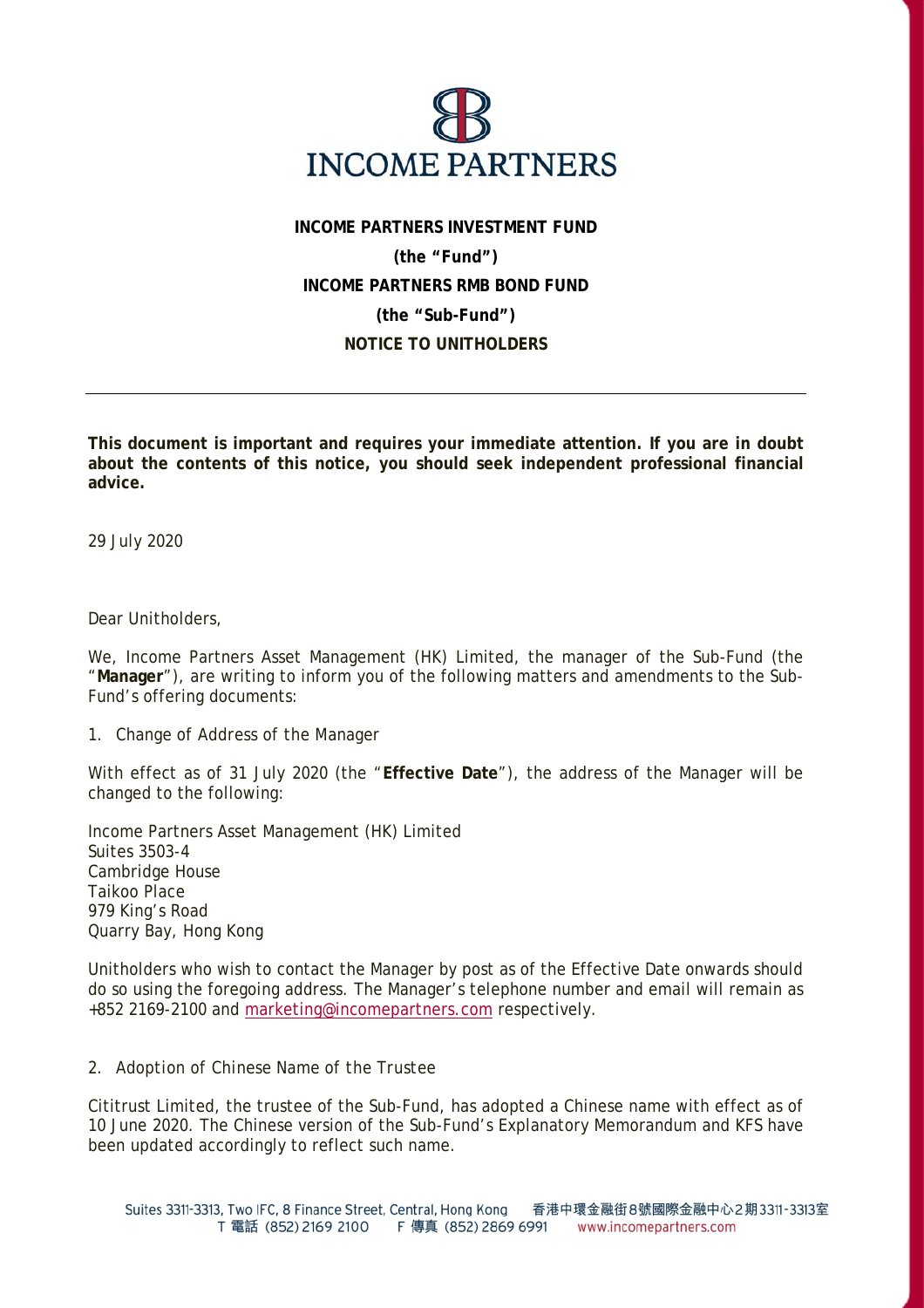**INCOME PARTNERS INVESTMENT FUND**

**(the "Fund")**

**INCOME PARTNERS RMB BOND FUND**

**(the "Sub-Fund")**

**NOTICE TO UNITHOLDERS**

---

**This document is important and requires your immediate attention. If you are in doubt about the contents of this notice, you should seek independent professional financial advice.**

29 July 2020

Dear Unitholders,

We, Income Partners Asset Management (HK) Limited, the manager of the Sub-Fund (the "**Manager**"), are writing to inform you of the following matters and amendments to the Sub-Fund's offering documents:

1. Change of Address of the Manager

With effect as of 31 July 2020 (the "**Effective Date**"), the address of the Manager will be changed to the following:

Income Partners Asset Management (HK) Limited
Suites 3503-4
Cambridge House
Taikoo Place
979 King's Road
Quarry Bay, Hong Kong

Unitholders who wish to contact the Manager by post as of the Effective Date onwards should do so using the foregoing address. The Manager's telephone number and email will remain as +852 2169-2100 and marketing@incomepartners.com respectively.

2. Adoption of Chinese Name of the Trustee

Cititrust Limited, the trustee of the Sub-Fund, has adopted a Chinese name with effect as of 10 June 2020. The Chinese version of the Sub-Fund's Explanatory Memorandum and KFS have been updated accordingly to reflect such name.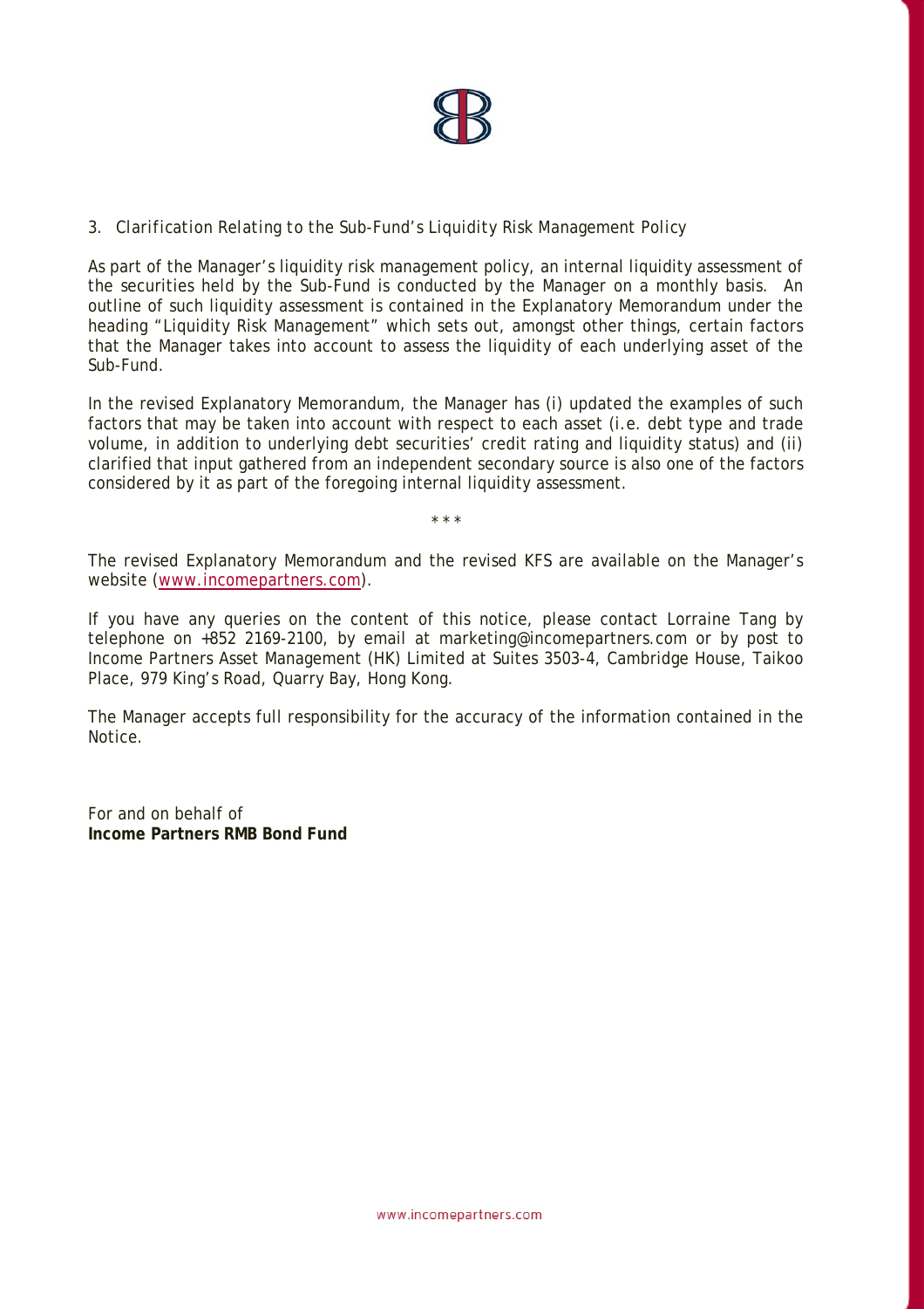3. *Clarification Relating to the Sub-Fund's Liquidity Risk Management Policy*

As part of the Manager's liquidity risk management policy, an internal liquidity assessment of the securities held by the Sub-Fund is conducted by the Manager on a monthly basis. An outline of such liquidity assessment is contained in the Explanatory Memorandum under the heading "Liquidity Risk Management" which sets out, amongst other things, certain factors that the Manager takes into account to assess the liquidity of each underlying asset of the Sub-Fund.

In the revised Explanatory Memorandum, the Manager has (i) updated the examples of such factors that may be taken into account with respect to each asset (i.e. debt type and trade volume, in addition to underlying debt securities' credit rating and liquidity status) and (ii) clarified that input gathered from an independent secondary source is also one of the factors considered by it as part of the foregoing internal liquidity assessment.

\* \* \*

The revised Explanatory Memorandum and the revised KFS are available on the Manager's website (www.incomepartners.com).

If you have any queries on the content of this notice, please contact Lorraine Tang by telephone on +852 2169-2100, by email at marketing@incomepartners.com or by post to Income Partners Asset Management (HK) Limited at Suites 3503-4, Cambridge House, Taikoo Place, 979 King's Road, Quarry Bay, Hong Kong.

The Manager accepts full responsibility for the accuracy of the information contained in the Notice.

For and on behalf of
**Income Partners RMB Bond Fund**